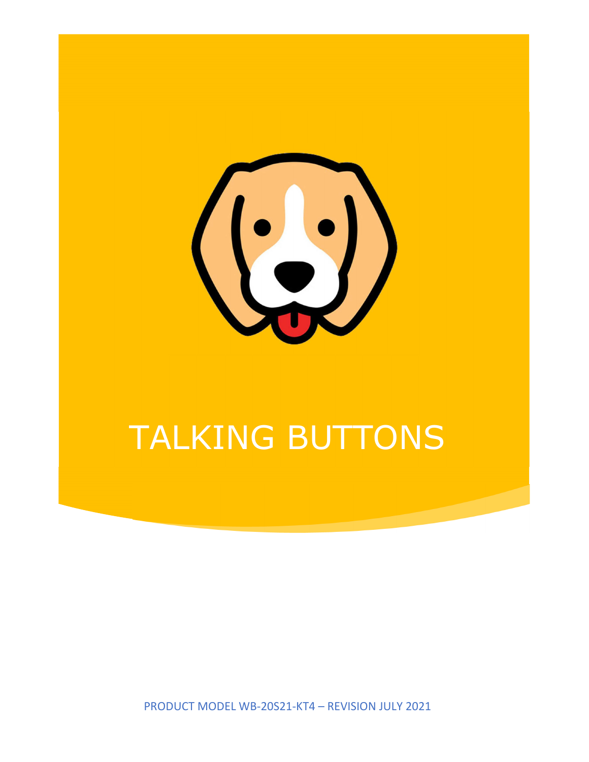# TALKING BUTTONS

PRODUCT MODEL WB-20S21-KT4 – REVISION JULY 2021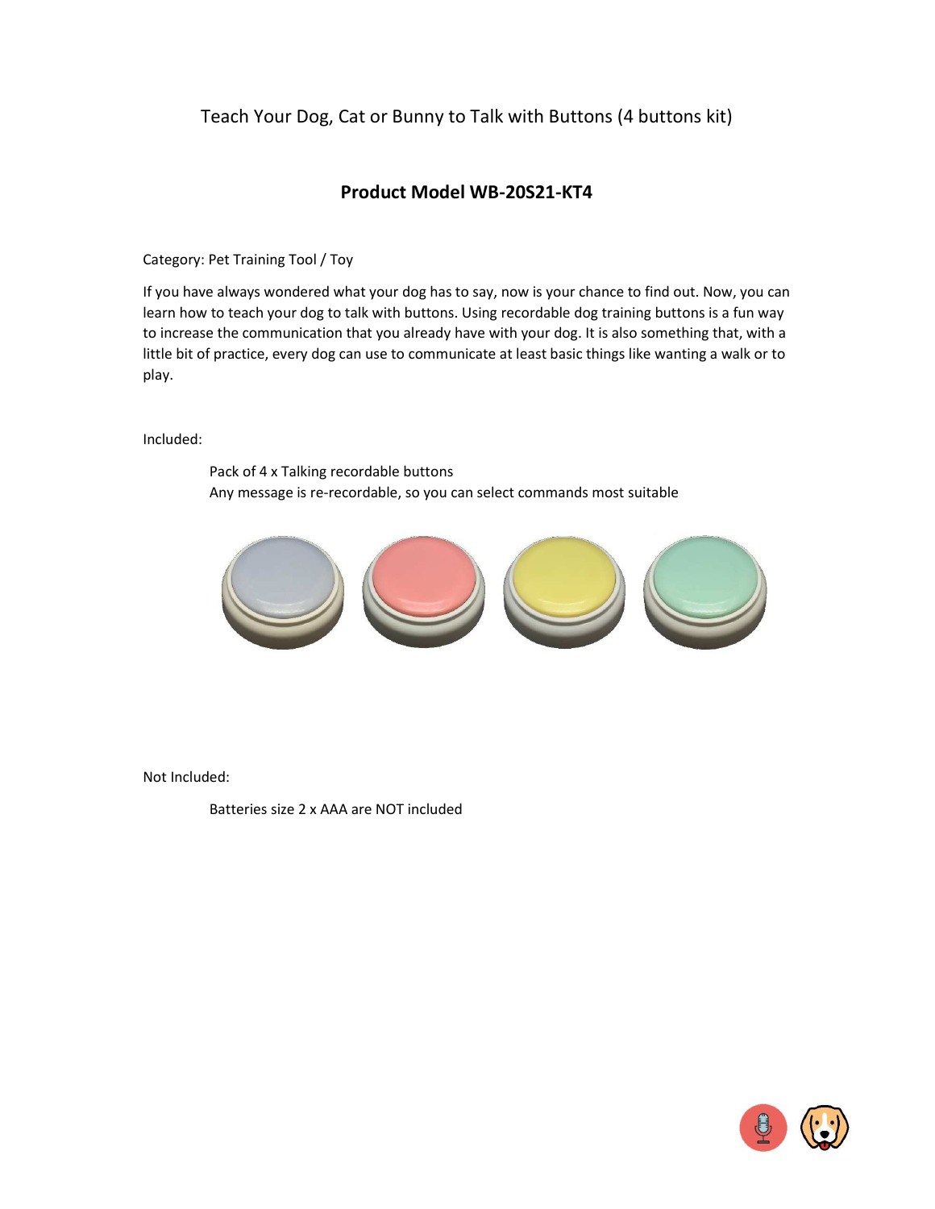Teach Your Dog, Cat or Bunny to Talk with Buttons (4 buttons kit)

## Product Model WB-20S21-KT4

Category: Pet Training Tool / Toy

If you have always wondered what your dog has to say, now is your chance to find out. Now, you can learn how to teach your dog to talk with buttons. Using recordable dog training buttons is a fun way to increase the communication that you already have with your dog. It is also something that, with a little bit of practice, every dog can use to communicate at least basic things like wanting a walk or to play.

Included:

Pack of 4 x Talking recordable buttons
Any message is re-recordable, so you can select commands most suitable

Not Included:

Batteries size 2 x AAA are NOT included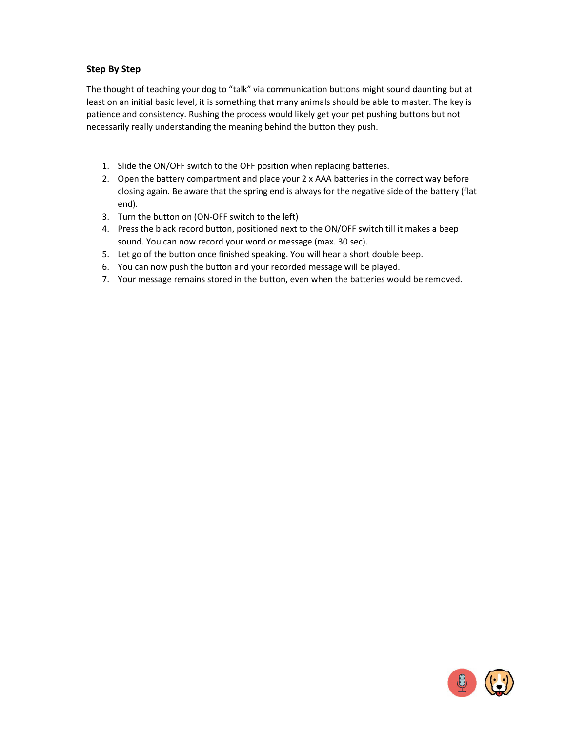**Step By Step**

The thought of teaching your dog to "talk" via communication buttons might sound daunting but at least on an initial basic level, it is something that many animals should be able to master. The key is patience and consistency. Rushing the process would likely get your pet pushing buttons but not necessarily really understanding the meaning behind the button they push.

1. Slide the ON/OFF switch to the OFF position when replacing batteries.
2. Open the battery compartment and place your 2 x AAA batteries in the correct way before closing again. Be aware that the spring end is always for the negative side of the battery (flat end).
3. Turn the button on (ON-OFF switch to the left)
4. Press the black record button, positioned next to the ON/OFF switch till it makes a beep sound. You can now record your word or message (max. 30 sec).
5. Let go of the button once finished speaking. You will hear a short double beep.
6. You can now push the button and your recorded message will be played.
7. Your message remains stored in the button, even when the batteries would be removed.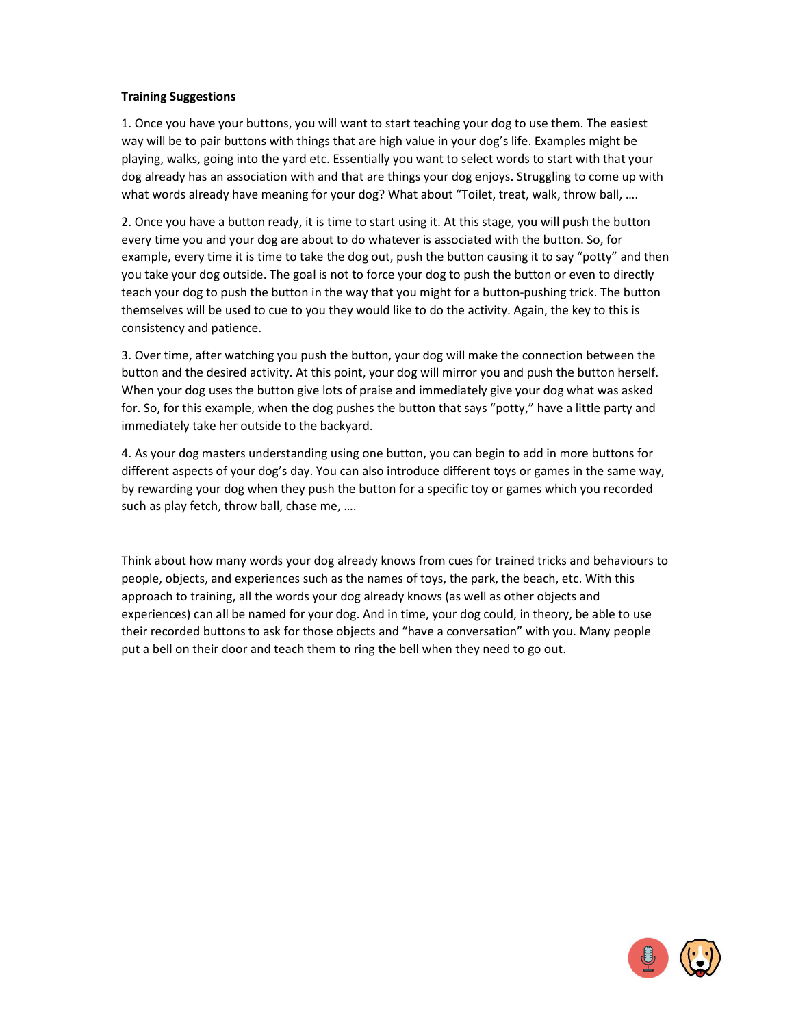**Training Suggestions**

1. Once you have your buttons, you will want to start teaching your dog to use them. The easiest way will be to pair buttons with things that are high value in your dog's life. Examples might be playing, walks, going into the yard etc. Essentially you want to select words to start with that your dog already has an association with and that are things your dog enjoys. Struggling to come up with what words already have meaning for your dog? What about "Toilet, treat, walk, throw ball, ….

2. Once you have a button ready, it is time to start using it. At this stage, you will push the button every time you and your dog are about to do whatever is associated with the button. So, for example, every time it is time to take the dog out, push the button causing it to say "potty" and then you take your dog outside. The goal is not to force your dog to push the button or even to directly teach your dog to push the button in the way that you might for a button-pushing trick. The button themselves will be used to cue to you they would like to do the activity. Again, the key to this is consistency and patience.

3. Over time, after watching you push the button, your dog will make the connection between the button and the desired activity. At this point, your dog will mirror you and push the button herself. When your dog uses the button give lots of praise and immediately give your dog what was asked for. So, for this example, when the dog pushes the button that says "potty," have a little party and immediately take her outside to the backyard.

4. As your dog masters understanding using one button, you can begin to add in more buttons for different aspects of your dog's day. You can also introduce different toys or games in the same way, by rewarding your dog when they push the button for a specific toy or games which you recorded such as play fetch, throw ball, chase me, ….

Think about how many words your dog already knows from cues for trained tricks and behaviours to people, objects, and experiences such as the names of toys, the park, the beach, etc. With this approach to training, all the words your dog already knows (as well as other objects and experiences) can all be named for your dog. And in time, your dog could, in theory, be able to use their recorded buttons to ask for those objects and "have a conversation" with you. Many people put a bell on their door and teach them to ring the bell when they need to go out.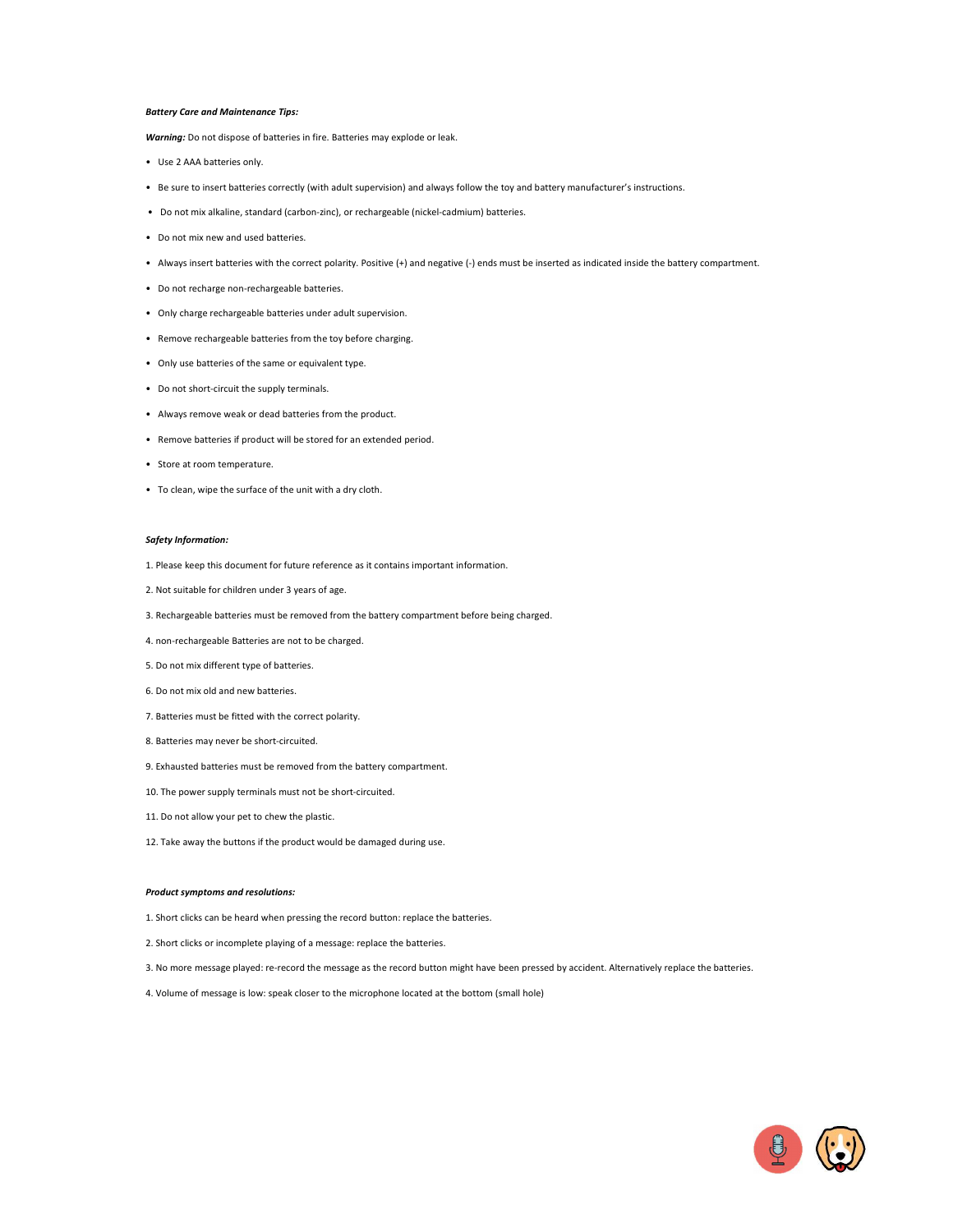***Battery Care and Maintenance Tips:***

***Warning:*** Do not dispose of batteries in fire. Batteries may explode or leak.

- Use 2 AAA batteries only.
- Be sure to insert batteries correctly (with adult supervision) and always follow the toy and battery manufacturer's instructions.
- Do not mix alkaline, standard (carbon-zinc), or rechargeable (nickel-cadmium) batteries.
- Do not mix new and used batteries.
- Always insert batteries with the correct polarity. Positive (+) and negative (-) ends must be inserted as indicated inside the battery compartment.
- Do not recharge non-rechargeable batteries.
- Only charge rechargeable batteries under adult supervision.
- Remove rechargeable batteries from the toy before charging.
- Only use batteries of the same or equivalent type.
- Do not short-circuit the supply terminals.
- Always remove weak or dead batteries from the product.
- Remove batteries if product will be stored for an extended period.
- Store at room temperature.
- To clean, wipe the surface of the unit with a dry cloth.

***Safety Information:***

1. Please keep this document for future reference as it contains important information.
2. Not suitable for children under 3 years of age.
3. Rechargeable batteries must be removed from the battery compartment before being charged.
4. non-rechargeable Batteries are not to be charged.
5. Do not mix different type of batteries.
6. Do not mix old and new batteries.
7. Batteries must be fitted with the correct polarity.
8. Batteries may never be short-circuited.
9. Exhausted batteries must be removed from the battery compartment.
10. The power supply terminals must not be short-circuited.
11. Do not allow your pet to chew the plastic.
12. Take away the buttons if the product would be damaged during use.

***Product symptoms and resolutions:***

1. Short clicks can be heard when pressing the record button: replace the batteries.
2. Short clicks or incomplete playing of a message: replace the batteries.
3. No more message played: re-record the message as the record button might have been pressed by accident. Alternatively replace the batteries.
4. Volume of message is low: speak closer to the microphone located at the bottom (small hole)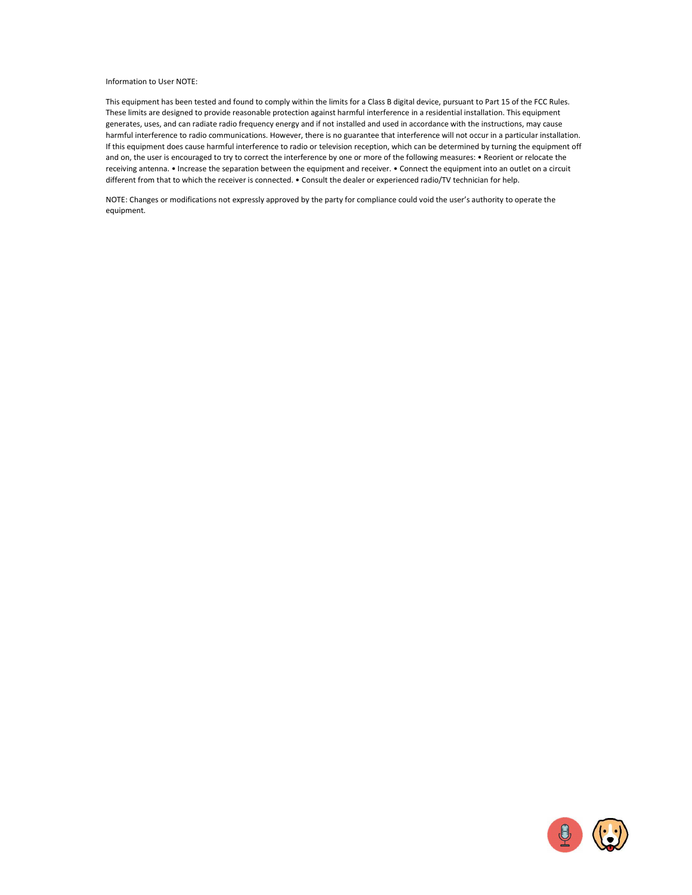Information to User NOTE:

This equipment has been tested and found to comply within the limits for a Class B digital device, pursuant to Part 15 of the FCC Rules. These limits are designed to provide reasonable protection against harmful interference in a residential installation. This equipment generates, uses, and can radiate radio frequency energy and if not installed and used in accordance with the instructions, may cause harmful interference to radio communications. However, there is no guarantee that interference will not occur in a particular installation. If this equipment does cause harmful interference to radio or television reception, which can be determined by turning the equipment off and on, the user is encouraged to try to correct the interference by one or more of the following measures: • Reorient or relocate the receiving antenna. • Increase the separation between the equipment and receiver. • Connect the equipment into an outlet on a circuit different from that to which the receiver is connected. • Consult the dealer or experienced radio/TV technician for help.

NOTE: Changes or modifications not expressly approved by the party for compliance could void the user's authority to operate the equipment.